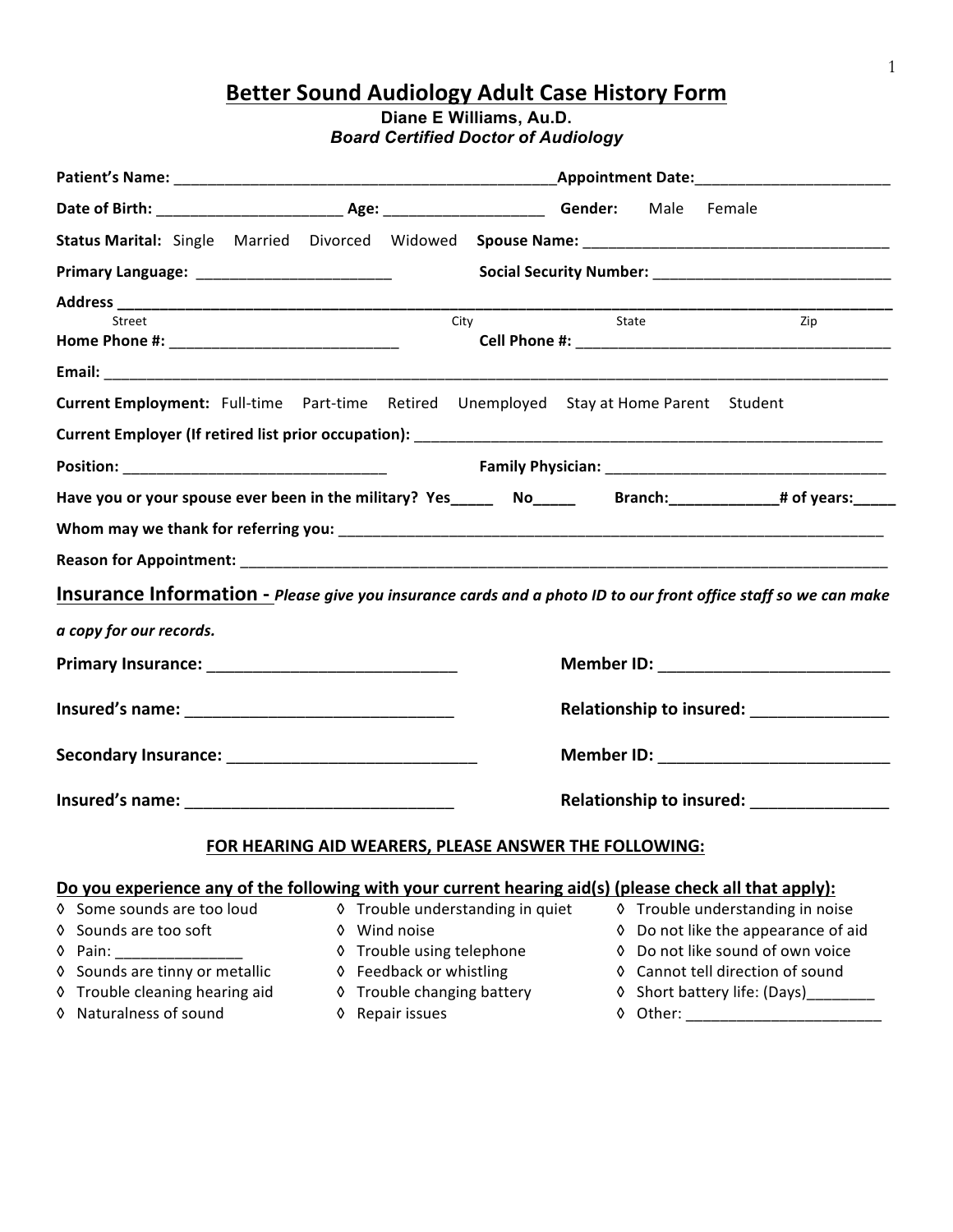# Better Sound Audiology Adult Case History Form

**Diane E Williams, Au.D.**

***Board Certified Doctor of Audiology***

**Patient's Name:** ______________________________________________ **Appointment Date:** ______________________

**Date of Birth:** ______________________ **Age:** ___________________ **Gender:** Male Female

**Status Marital:** Single Married Divorced Widowed **Spouse Name:** ___________________________________

**Primary Language:** _______________________ **Social Security Number:** _____________________________

**Address** ______________________________________________________________________________________

Street City State Zip

**Home Phone #:** ___________________________ **Cell Phone #:** ______________________________________

**Email:** _________________________________________________________________________________________

**Current Employment:** Full-time Part-time Retired Unemployed Stay at Home Parent Student

**Current Employer (If retired list prior occupation):** __________________________________________________

**Position:** _______________________________ **Family Physician:** _________________________________

**Have you or your spouse ever been in the military? Yes_____ No_____ Branch:_____________# of years:_____**

**Whom may we thank for referring you:** ______________________________________________________________

**Reason for Appointment:** _________________________________________________________________________

## Insurance Information - *Please give you insurance cards and a photo ID to our front office staff so we can make a copy for our records.*

**Primary Insurance:** ____________________________ **Member ID:** _________________________

**Insured's name:** ______________________________ **Relationship to insured:** _______________

**Secondary Insurance:** ____________________________ **Member ID:** _________________________

**Insured's name:** ______________________________ **Relationship to insured:** _______________

## FOR HEARING AID WEARERS, PLEASE ANSWER THE FOLLOWING:

**Do you experience any of the following with your current hearing aid(s) (please check all that apply):**

- ◊ Some sounds are too loud
- ◊ Sounds are too soft
- ◊ Pain: _______________
- ◊ Sounds are tinny or metallic
- ◊ Trouble cleaning hearing aid
- ◊ Naturalness of sound
- ◊ Trouble understanding in quiet
- ◊ Wind noise
- ◊ Trouble using telephone
- ◊ Feedback or whistling
- ◊ Trouble changing battery
- ◊ Repair issues
- ◊ Trouble understanding in noise
- ◊ Do not like the appearance of aid
- ◊ Do not like sound of own voice
- ◊ Cannot tell direction of sound
- ◊ Short battery life: (Days)________
- ◊ Other: _______________________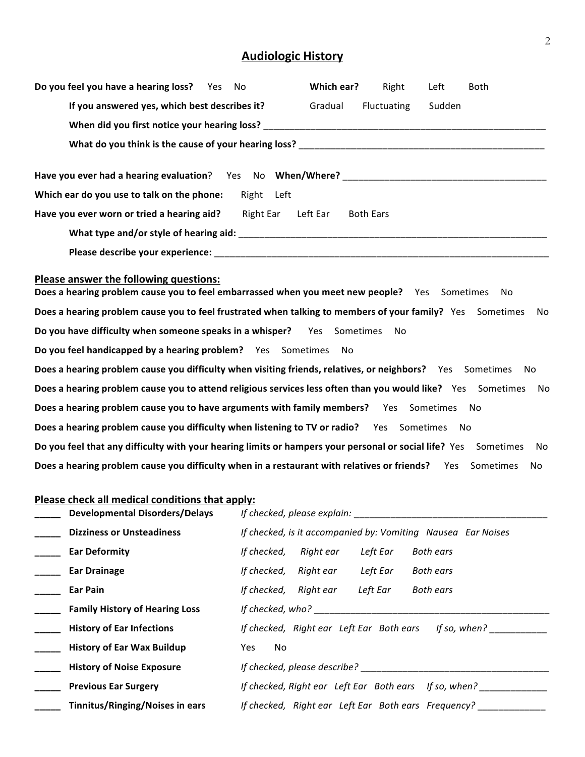## Audiologic History

**Do you feel you have a hearing loss?** Yes No **Which ear?** Right Left Both

**If you answered yes, which best describes it?** Gradual Fluctuating Sudden

**When did you first notice your hearing loss?** ______________________________

**What do you think is the cause of your hearing loss?** ______________________________

**Have you ever had a hearing evaluation**? Yes No **When/Where?** ______________________________

**Which ear do you use to talk on the phone:** Right Left

**Have you ever worn or tried a hearing aid?** Right Ear Left Ear Both Ears

**What type and/or style of hearing aid:** ______________________________

**Please describe your experience:** ______________________________

**Please answer the following questions:**

**Does a hearing problem cause you to feel embarrassed when you meet new people?** Yes Sometimes No

**Does a hearing problem cause you to feel frustrated when talking to members of your family?** Yes Sometimes No

**Do you have difficulty when someone speaks in a whisper?** Yes Sometimes No

**Do you feel handicapped by a hearing problem?** Yes Sometimes No

**Does a hearing problem cause you difficulty when visiting friends, relatives, or neighbors?** Yes Sometimes No

**Does a hearing problem cause you to attend religious services less often than you would like?** Yes Sometimes No

**Does a hearing problem cause you to have arguments with family members?** Yes Sometimes No

**Does a hearing problem cause you difficulty when listening to TV or radio?** Yes Sometimes No

**Do you feel that any difficulty with your hearing limits or hampers your personal or social life?** Yes Sometimes No

**Does a hearing problem cause you difficulty when in a restaurant with relatives or friends?** Yes Sometimes No

**Please check all medical conditions that apply:**

_____ **Developmental Disorders/Delays** *If checked, please explain:* ______________________________

_____ **Dizziness or Unsteadiness** *If checked, is it accompanied by: Vomiting Nausea Ear Noises*

_____ **Ear Deformity** *If checked, Right ear Left Ear Both ears*

_____ **Ear Drainage** *If checked, Right ear Left Ear Both ears*

_____ **Ear Pain** *If checked, Right ear Left Ear Both ears*

_____ **Family History of Hearing Loss** *If checked, who?* ______________________________

_____ **History of Ear Infections** *If checked, Right ear Left Ear Both ears If so, when?* ___________

_____ **History of Ear Wax Buildup** Yes No

_____ **History of Noise Exposure** *If checked, please describe?* ______________________________

_____ **Previous Ear Surgery** *If checked, Right ear Left Ear Both ears If so, when?* _____________

_____ **Tinnitus/Ringing/Noises in ears** *If checked, Right ear Left Ear Both ears Frequency?* _____________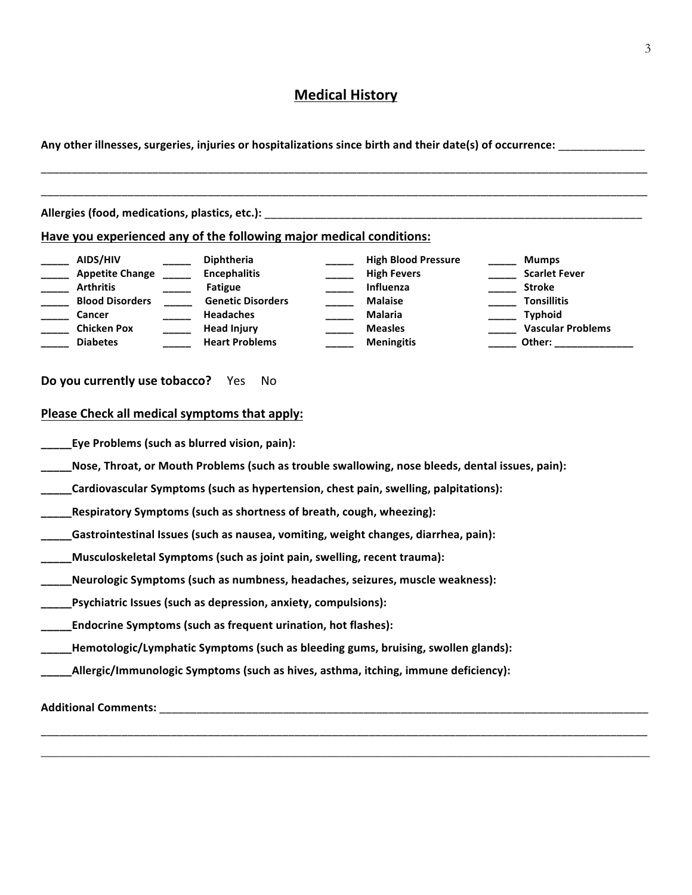## Medical History

**Any other illnesses, surgeries, injuries or hospitalizations since birth and their date(s) of occurrence:** ______________

____________________________________________________________________________________________________________

____________________________________________________________________________________________________________

**Allergies (food, medications, plastics, etc.):** ____________________________________________________________________

**Have you experienced any of the following major medical conditions:**

| | | | | | | | |
|---|---|---|---|---|---|---|---|
| _____ | **AIDS/HIV** | _____ | **Diphtheria** | _____ | **High Blood Pressure** | _____ | **Mumps** |
| _____ | **Appetite Change** | _____ | **Encephalitis** | _____ | **High Fevers** | _____ | **Scarlet Fever** |
| _____ | **Arthritis** | _____ | **Fatigue** | _____ | **Influenza** | _____ | **Stroke** |
| _____ | **Blood Disorders** | _____ | **Genetic Disorders** | _____ | **Malaise** | _____ | **Tonsillitis** |
| _____ | **Cancer** | _____ | **Headaches** | _____ | **Malaria** | _____ | **Typhoid** |
| _____ | **Chicken Pox** | _____ | **Head Injury** | _____ | **Measles** | _____ | **Vascular Problems** |
| _____ | **Diabetes** | _____ | **Heart Problems** | _____ | **Meningitis** | _____ | **Other:** ______________ |

**Do you currently use tobacco?** Yes No

**Please Check all medical symptoms that apply:**

_____**Eye Problems (such as blurred vision, pain):**

_____**Nose, Throat, or Mouth Problems (such as trouble swallowing, nose bleeds, dental issues, pain):**

_____**Cardiovascular Symptoms (such as hypertension, chest pain, swelling, palpitations):**

_____**Respiratory Symptoms (such as shortness of breath, cough, wheezing):**

_____**Gastrointestinal Issues (such as nausea, vomiting, weight changes, diarrhea, pain):**

_____**Musculoskeletal Symptoms (such as joint pain, swelling, recent trauma):**

_____**Neurologic Symptoms (such as numbness, headaches, seizures, muscle weakness):**

_____**Psychiatric Issues (such as depression, anxiety, compulsions):**

_____**Endocrine Symptoms (such as frequent urination, hot flashes):**

_____**Hemotologic/Lymphatic Symptoms (such as bleeding gums, bruising, swollen glands):**

_____**Allergic/Immunologic Symptoms (such as hives, asthma, itching, immune deficiency):**

**Additional Comments:** ____________________________________________________________________________________

____________________________________________________________________________________________________________

____________________________________________________________________________________________________________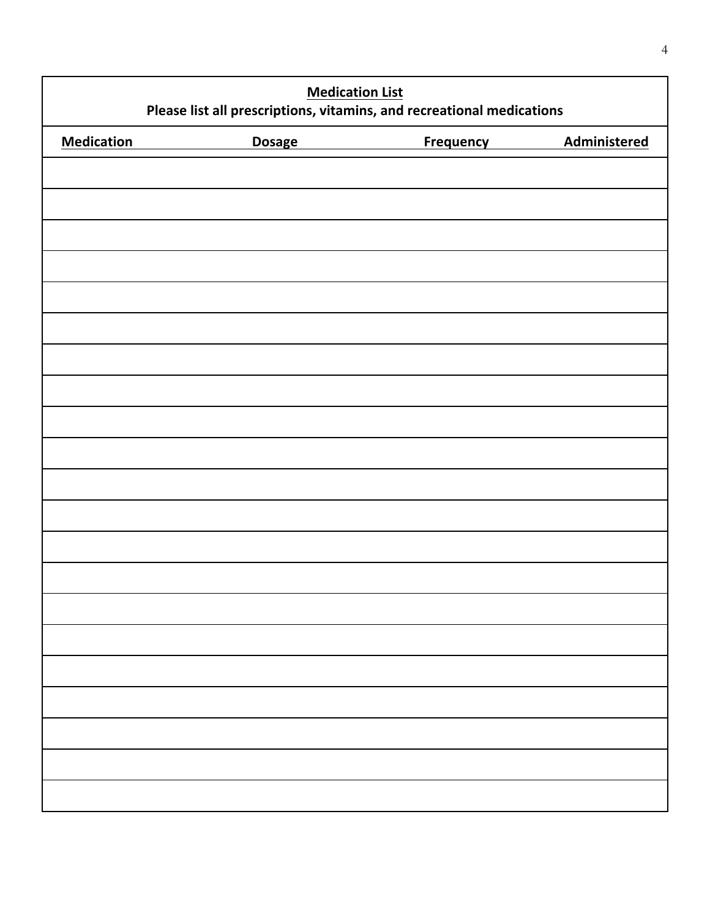**Medication List**
**Please list all prescriptions, vitamins, and recreational medications**

| Medication | Dosage | Frequency | Administered |
|---|---|---|---|
| | | | |
| | | | |
| | | | |
| | | | |
| | | | |
| | | | |
| | | | |
| | | | |
| | | | |
| | | | |
| | | | |
| | | | |
| | | | |
| | | | |
| | | | |
| | | | |
| | | | |
| | | | |
| | | | |
| | | | |
| | | | |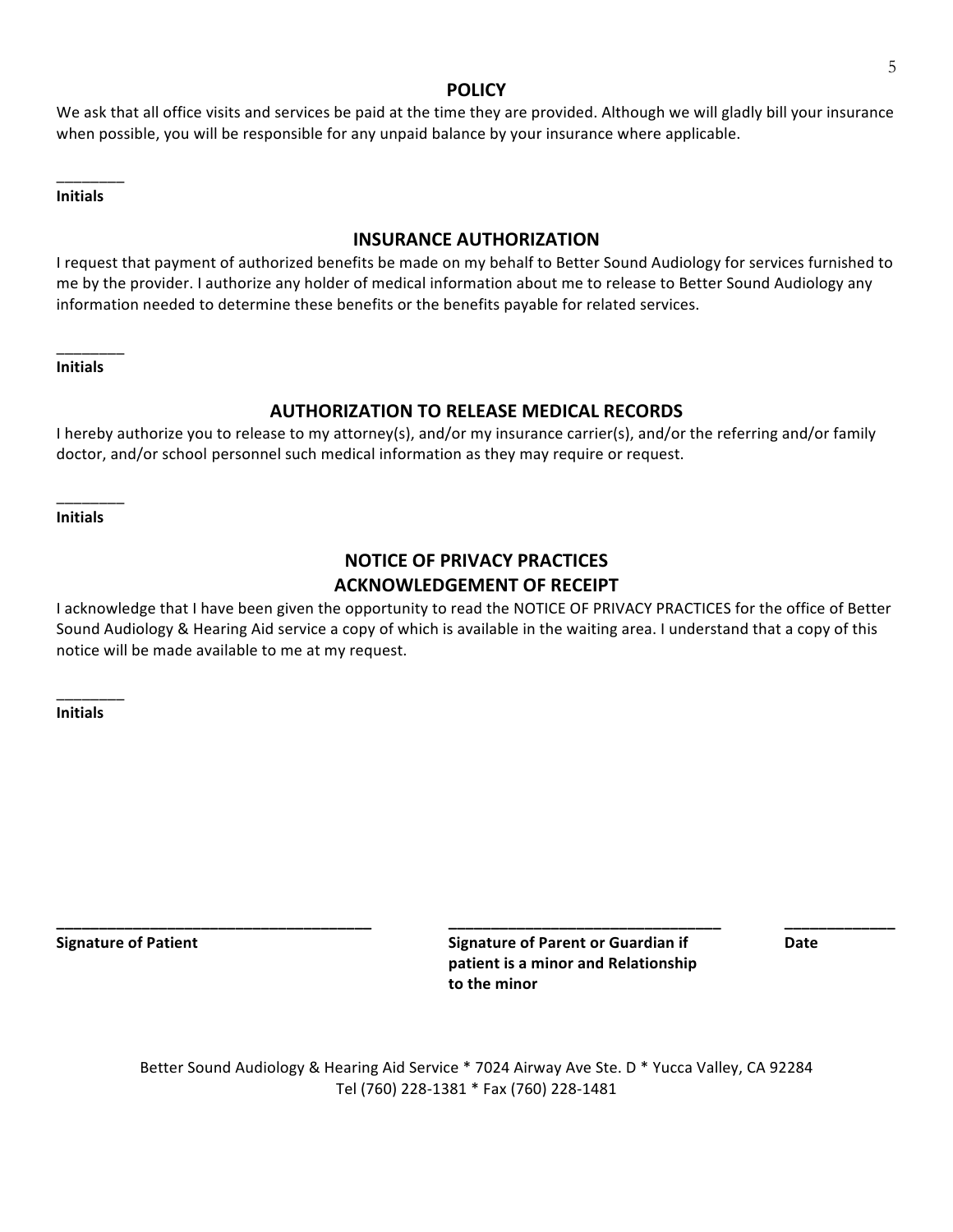## POLICY

We ask that all office visits and services be paid at the time they are provided. Although we will gladly bill your insurance when possible, you will be responsible for any unpaid balance by your insurance where applicable.

________
**Initials**

## INSURANCE AUTHORIZATION

I request that payment of authorized benefits be made on my behalf to Better Sound Audiology for services furnished to me by the provider. I authorize any holder of medical information about me to release to Better Sound Audiology any information needed to determine these benefits or the benefits payable for related services.

________
**Initials**

## AUTHORIZATION TO RELEASE MEDICAL RECORDS

I hereby authorize you to release to my attorney(s), and/or my insurance carrier(s), and/or the referring and/or family doctor, and/or school personnel such medical information as they may require or request.

________
**Initials**

## NOTICE OF PRIVACY PRACTICES ACKNOWLEDGEMENT OF RECEIPT

I acknowledge that I have been given the opportunity to read the NOTICE OF PRIVACY PRACTICES for the office of Better Sound Audiology & Hearing Aid service a copy of which is available in the waiting area. I understand that a copy of this notice will be made available to me at my request.

________
**Initials**

| | | |
|---|---|---|
| ______________________________ | ______________________________ | ____________ |
| **Signature of Patient** | **Signature of Parent or Guardian if patient is a minor and Relationship to the minor** | **Date** |

Better Sound Audiology & Hearing Aid Service * 7024 Airway Ave Ste. D * Yucca Valley, CA 92284
Tel (760) 228-1381 * Fax (760) 228-1481